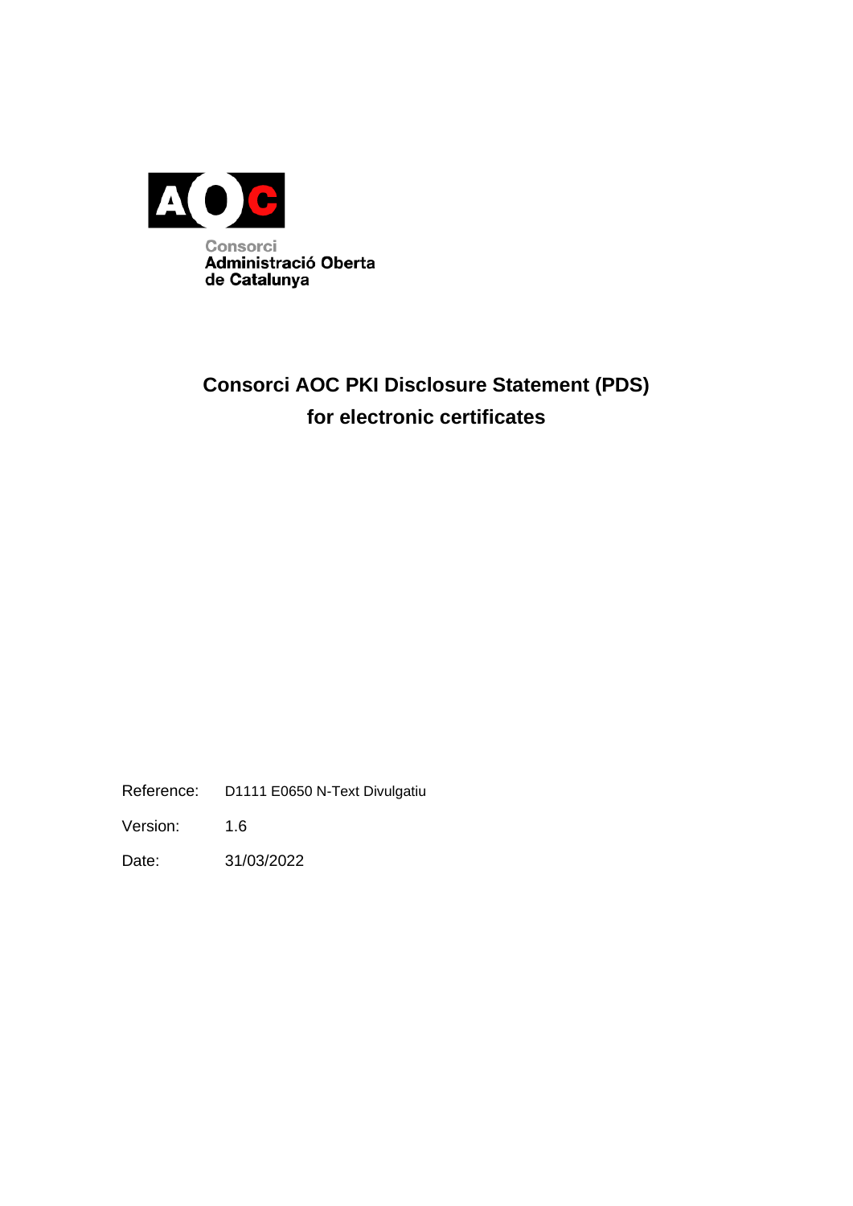Consorci
Administració Oberta
de Catalunya

# Consorci AOC PKI Disclosure Statement (PDS) for electronic certificates

| | |
|---|---|
| Reference: | D1111 E0650 N-Text Divulgatiu |
| Version: | 1.6 |
| Date: | 31/03/2022 |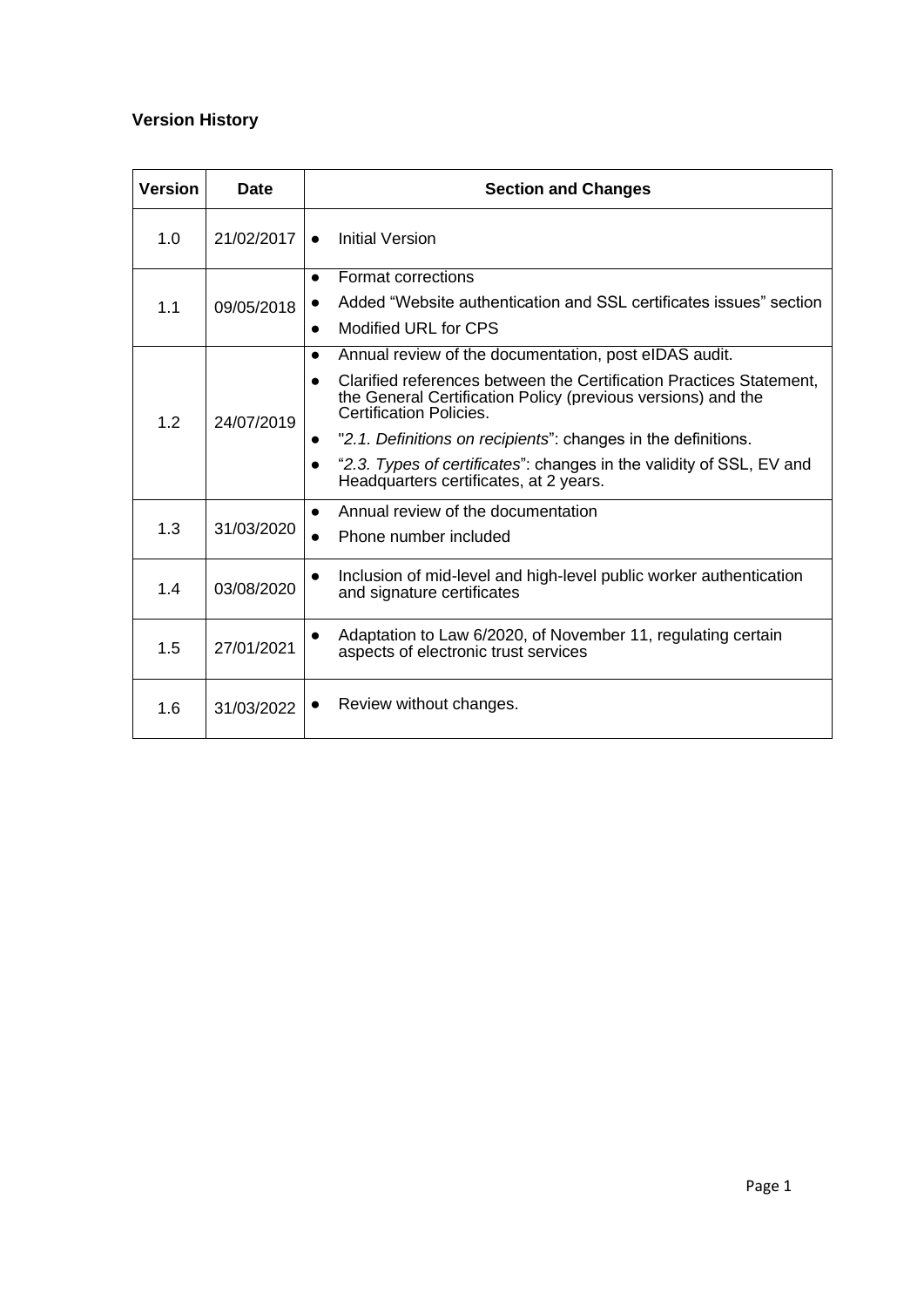**Version History**

| Version | Date | Section and Changes |
| --- | --- | --- |
| 1.0 | 21/02/2017 | • Initial Version |
| 1.1 | 09/05/2018 | • Format corrections<br>• Added “Website authentication and SSL certificates issues” section<br>• Modified URL for CPS |
| 1.2 | 24/07/2019 | • Annual review of the documentation, post eIDAS audit.<br>• Clarified references between the Certification Practices Statement, the General Certification Policy (previous versions) and the Certification Policies.<br>• "*2.1. Definitions on recipients*": changes in the definitions.<br>• “*2.3. Types of certificates*”: changes in the validity of SSL, EV and Headquarters certificates, at 2 years. |
| 1.3 | 31/03/2020 | • Annual review of the documentation<br>• Phone number included |
| 1.4 | 03/08/2020 | • Inclusion of mid-level and high-level public worker authentication and signature certificates |
| 1.5 | 27/01/2021 | • Adaptation to Law 6/2020, of November 11, regulating certain aspects of electronic trust services |
| 1.6 | 31/03/2022 | • Review without changes. |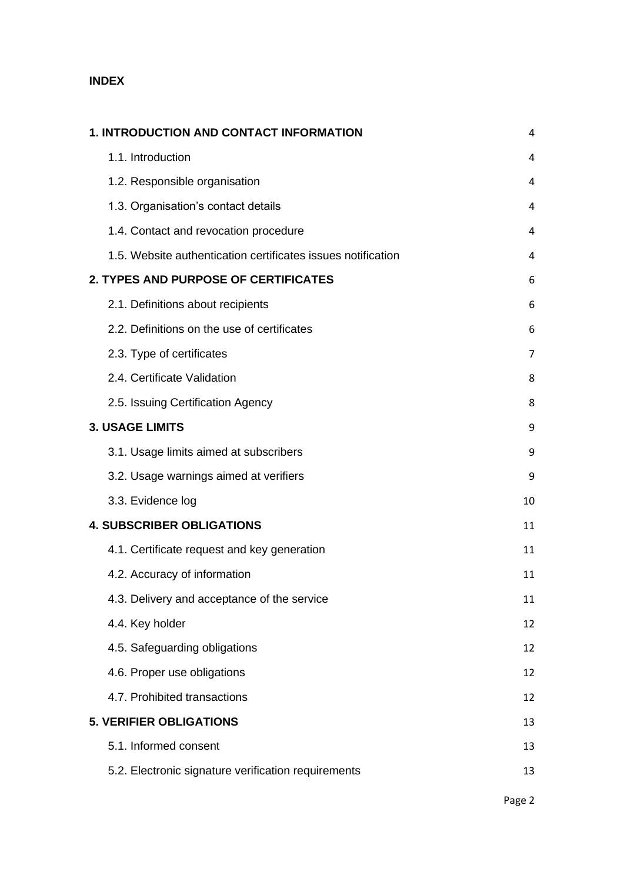**INDEX**

| | |
|---|---|
| **1. INTRODUCTION AND CONTACT INFORMATION** | 4 |
| 1.1. Introduction | 4 |
| 1.2. Responsible organisation | 4 |
| 1.3. Organisation's contact details | 4 |
| 1.4. Contact and revocation procedure | 4 |
| 1.5. Website authentication certificates issues notification | 4 |
| **2. TYPES AND PURPOSE OF CERTIFICATES** | 6 |
| 2.1. Definitions about recipients | 6 |
| 2.2. Definitions on the use of certificates | 6 |
| 2.3. Type of certificates | 7 |
| 2.4. Certificate Validation | 8 |
| 2.5. Issuing Certification Agency | 8 |
| **3. USAGE LIMITS** | 9 |
| 3.1. Usage limits aimed at subscribers | 9 |
| 3.2. Usage warnings aimed at verifiers | 9 |
| 3.3. Evidence log | 10 |
| **4. SUBSCRIBER OBLIGATIONS** | 11 |
| 4.1. Certificate request and key generation | 11 |
| 4.2. Accuracy of information | 11 |
| 4.3. Delivery and acceptance of the service | 11 |
| 4.4. Key holder | 12 |
| 4.5. Safeguarding obligations | 12 |
| 4.6. Proper use obligations | 12 |
| 4.7. Prohibited transactions | 12 |
| **5. VERIFIER OBLIGATIONS** | 13 |
| 5.1. Informed consent | 13 |
| 5.2. Electronic signature verification requirements | 13 |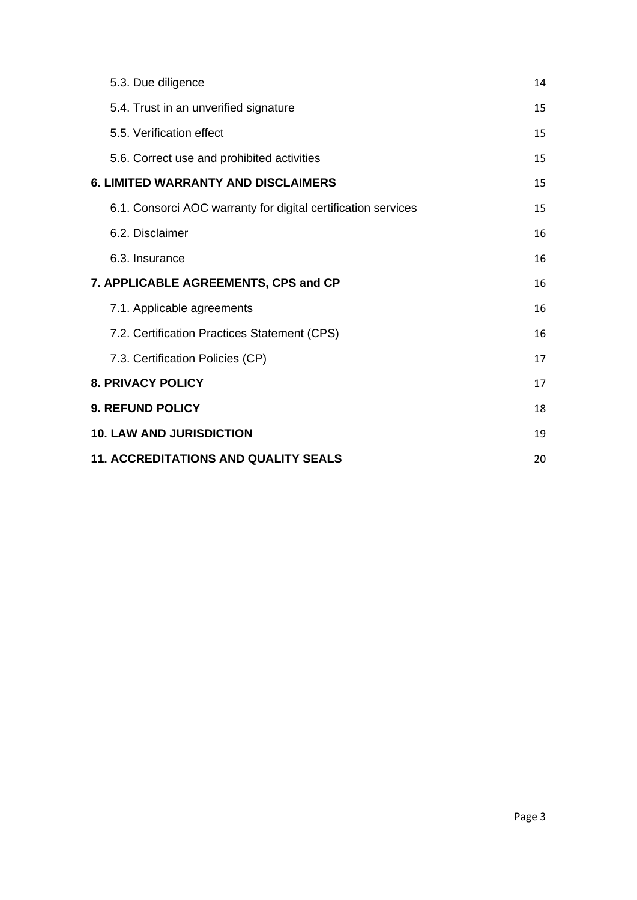| | |
|---|---|
| 5.3. Due diligence | 14 |
| 5.4. Trust in an unverified signature | 15 |
| 5.5. Verification effect | 15 |
| 5.6. Correct use and prohibited activities | 15 |
| **6. LIMITED WARRANTY AND DISCLAIMERS** | 15 |
| 6.1. Consorci AOC warranty for digital certification services | 15 |
| 6.2. Disclaimer | 16 |
| 6.3. Insurance | 16 |
| **7. APPLICABLE AGREEMENTS, CPS and CP** | 16 |
| 7.1. Applicable agreements | 16 |
| 7.2. Certification Practices Statement (CPS) | 16 |
| 7.3. Certification Policies (CP) | 17 |
| **8. PRIVACY POLICY** | 17 |
| **9. REFUND POLICY** | 18 |
| **10. LAW AND JURISDICTION** | 19 |
| **11. ACCREDITATIONS AND QUALITY SEALS** | 20 |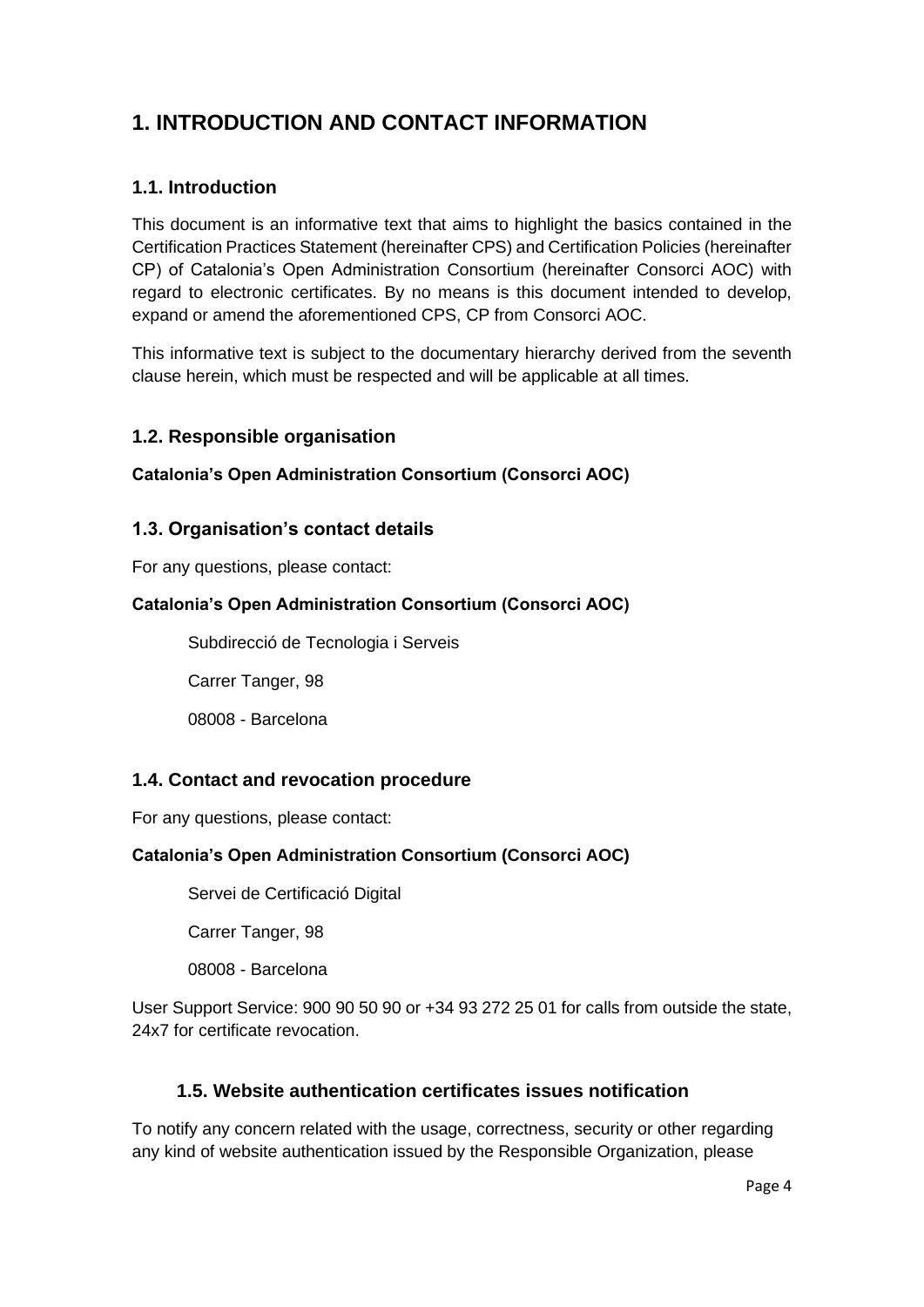# 1. INTRODUCTION AND CONTACT INFORMATION

## 1.1. Introduction

This document is an informative text that aims to highlight the basics contained in the Certification Practices Statement (hereinafter CPS) and Certification Policies (hereinafter CP) of Catalonia's Open Administration Consortium (hereinafter Consorci AOC) with regard to electronic certificates. By no means is this document intended to develop, expand or amend the aforementioned CPS, CP from Consorci AOC.

This informative text is subject to the documentary hierarchy derived from the seventh clause herein, which must be respected and will be applicable at all times.

## 1.2. Responsible organisation

**Catalonia's Open Administration Consortium (Consorci AOC)**

## 1.3. Organisation's contact details

For any questions, please contact:

**Catalonia's Open Administration Consortium (Consorci AOC)**

Subdirecció de Tecnologia i Serveis

Carrer Tanger, 98

08008 - Barcelona

## 1.4. Contact and revocation procedure

For any questions, please contact:

**Catalonia's Open Administration Consortium (Consorci AOC)**

Servei de Certificació Digital

Carrer Tanger, 98

08008 - Barcelona

User Support Service: 900 90 50 90 or +34 93 272 25 01 for calls from outside the state, 24x7 for certificate revocation.

## 1.5. Website authentication certificates issues notification

To notify any concern related with the usage, correctness, security or other regarding any kind of website authentication issued by the Responsible Organization, please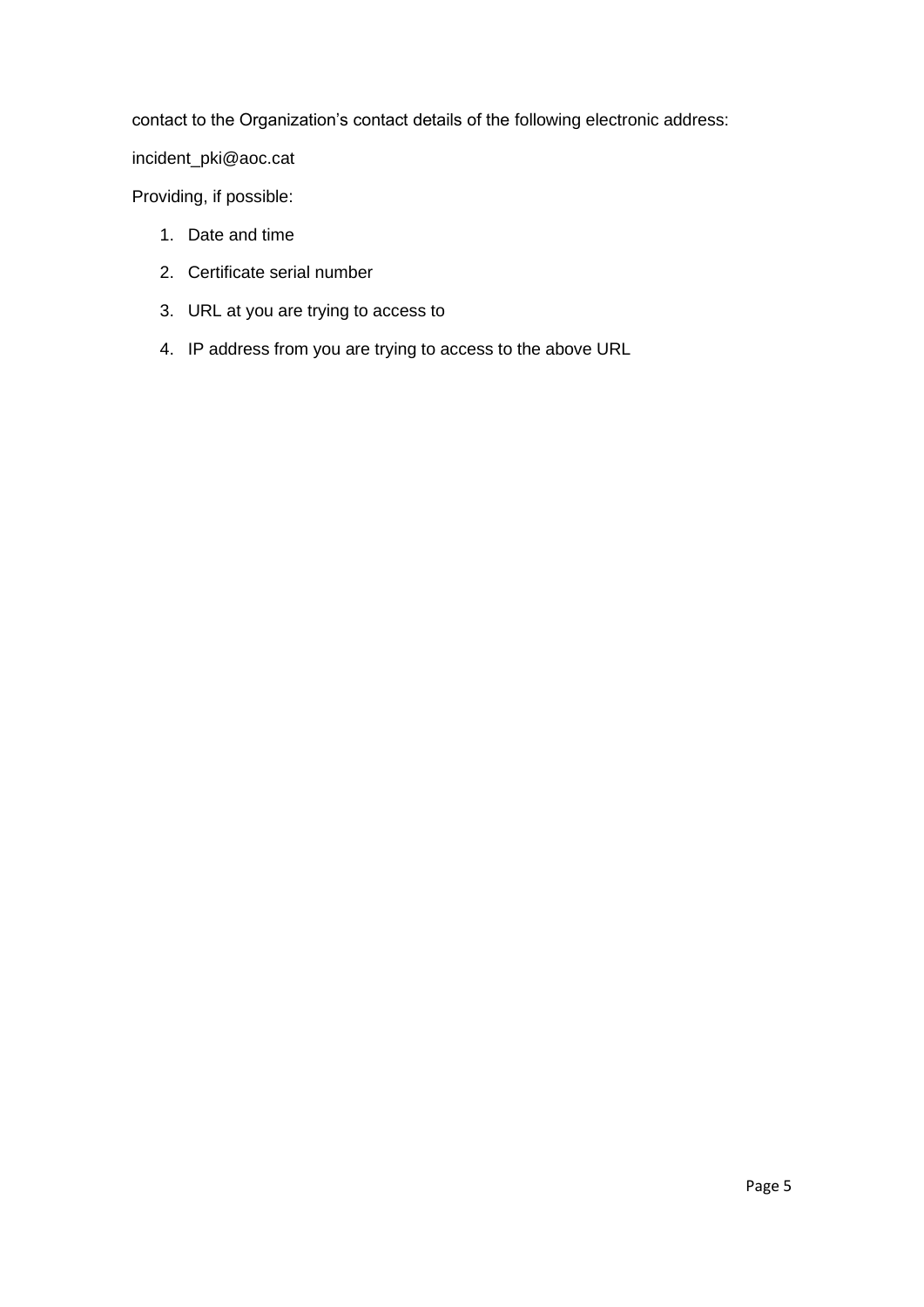contact to the Organization's contact details of the following electronic address:

incident_pki@aoc.cat

Providing, if possible:

1. Date and time
2. Certificate serial number
3. URL at you are trying to access to
4. IP address from you are trying to access to the above URL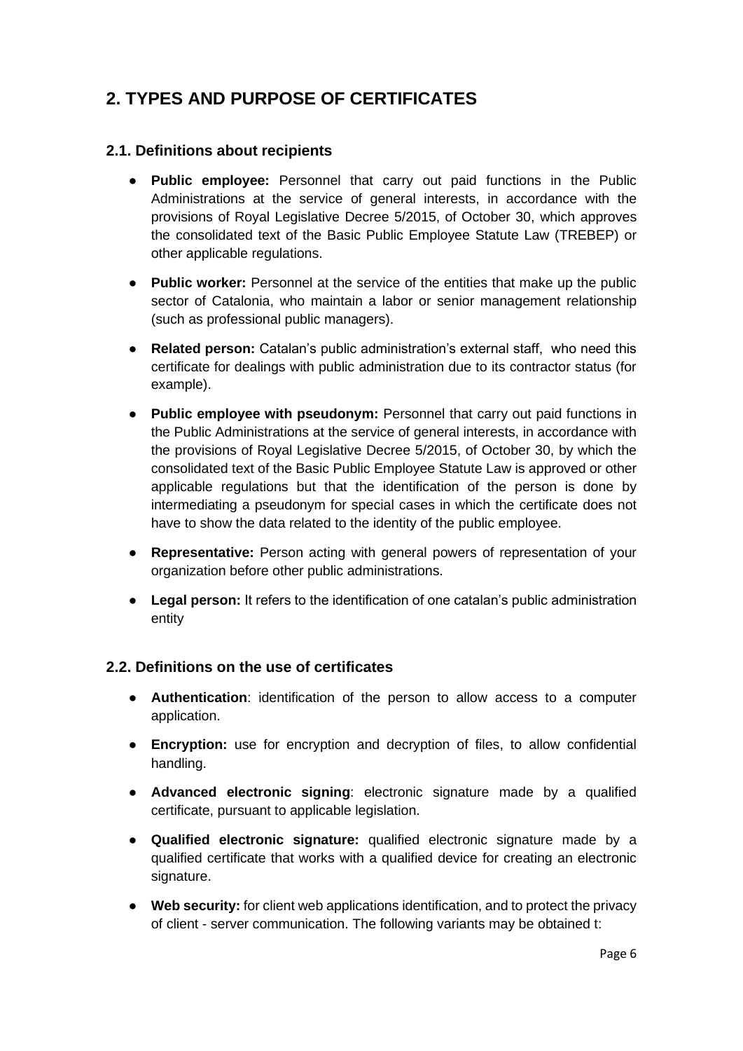## 2. TYPES AND PURPOSE OF CERTIFICATES

### 2.1. Definitions about recipients

- **Public employee:** Personnel that carry out paid functions in the Public Administrations at the service of general interests, in accordance with the provisions of Royal Legislative Decree 5/2015, of October 30, which approves the consolidated text of the Basic Public Employee Statute Law (TREBEP) or other applicable regulations.
- **Public worker:** Personnel at the service of the entities that make up the public sector of Catalonia, who maintain a labor or senior management relationship (such as professional public managers).
- **Related person:** Catalan's public administration's external staff, who need this certificate for dealings with public administration due to its contractor status (for example).
- **Public employee with pseudonym:** Personnel that carry out paid functions in the Public Administrations at the service of general interests, in accordance with the provisions of Royal Legislative Decree 5/2015, of October 30, by which the consolidated text of the Basic Public Employee Statute Law is approved or other applicable regulations but that the identification of the person is done by intermediating a pseudonym for special cases in which the certificate does not have to show the data related to the identity of the public employee.
- **Representative:** Person acting with general powers of representation of your organization before other public administrations.
- **Legal person:** It refers to the identification of one catalan's public administration entity

### 2.2. Definitions on the use of certificates

- **Authentication**: identification of the person to allow access to a computer application.
- **Encryption:** use for encryption and decryption of files, to allow confidential handling.
- **Advanced electronic signing**: electronic signature made by a qualified certificate, pursuant to applicable legislation.
- **Qualified electronic signature:** qualified electronic signature made by a qualified certificate that works with a qualified device for creating an electronic signature.
- **Web security:** for client web applications identification, and to protect the privacy of client - server communication. The following variants may be obtained t: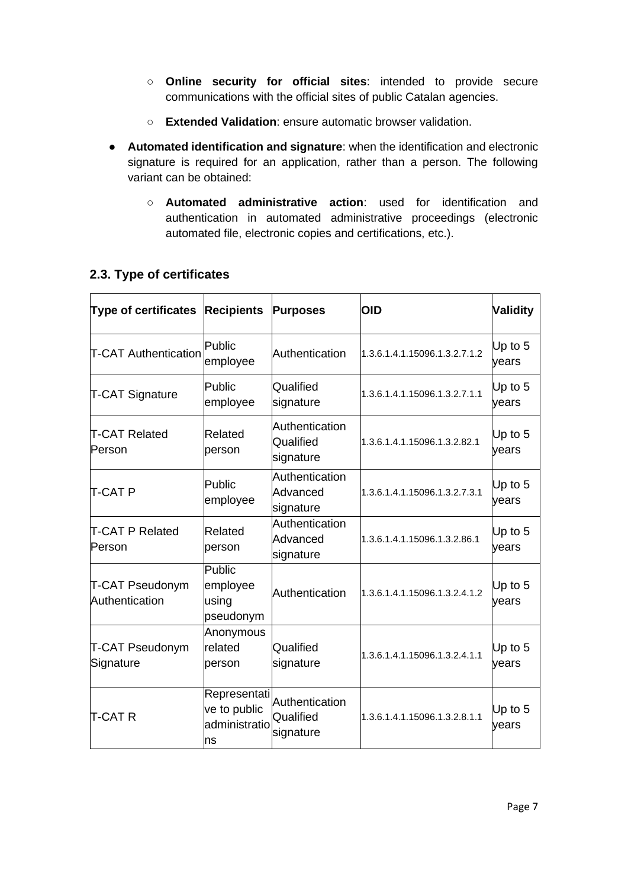- **Online security for official sites**: intended to provide secure communications with the official sites of public Catalan agencies.
  - **Extended Validation**: ensure automatic browser validation.
- **Automated identification and signature**: when the identification and electronic signature is required for an application, rather than a person. The following variant can be obtained:
  - **Automated administrative action**: used for identification and authentication in automated administrative proceedings (electronic automated file, electronic copies and certifications, etc.).

## 2.3. Type of certificates

| Type of certificates | Recipients | Purposes | OID | Validity |
|---|---|---|---|---|
| T-CAT Authentication | Public employee | Authentication | 1.3.6.1.4.1.15096.1.3.2.7.1.2 | Up to 5 years |
| T-CAT Signature | Public employee | Qualified signature | 1.3.6.1.4.1.15096.1.3.2.7.1.1 | Up to 5 years |
| T-CAT Related Person | Related person | Authentication Qualified signature | 1.3.6.1.4.1.15096.1.3.2.82.1 | Up to 5 years |
| T-CAT P | Public employee | Authentication Advanced signature | 1.3.6.1.4.1.15096.1.3.2.7.3.1 | Up to 5 years |
| T-CAT P Related Person | Related person | Authentication Advanced signature | 1.3.6.1.4.1.15096.1.3.2.86.1 | Up to 5 years |
| T-CAT Pseudonym Authentication | Public employee using pseudonym | Authentication | 1.3.6.1.4.1.15096.1.3.2.4.1.2 | Up to 5 years |
| T-CAT Pseudonym Signature | Anonymous related person | Qualified signature | 1.3.6.1.4.1.15096.1.3.2.4.1.1 | Up to 5 years |
| T-CAT R | Representative to public administrations | Authentication Qualified signature | 1.3.6.1.4.1.15096.1.3.2.8.1.1 | Up to 5 years |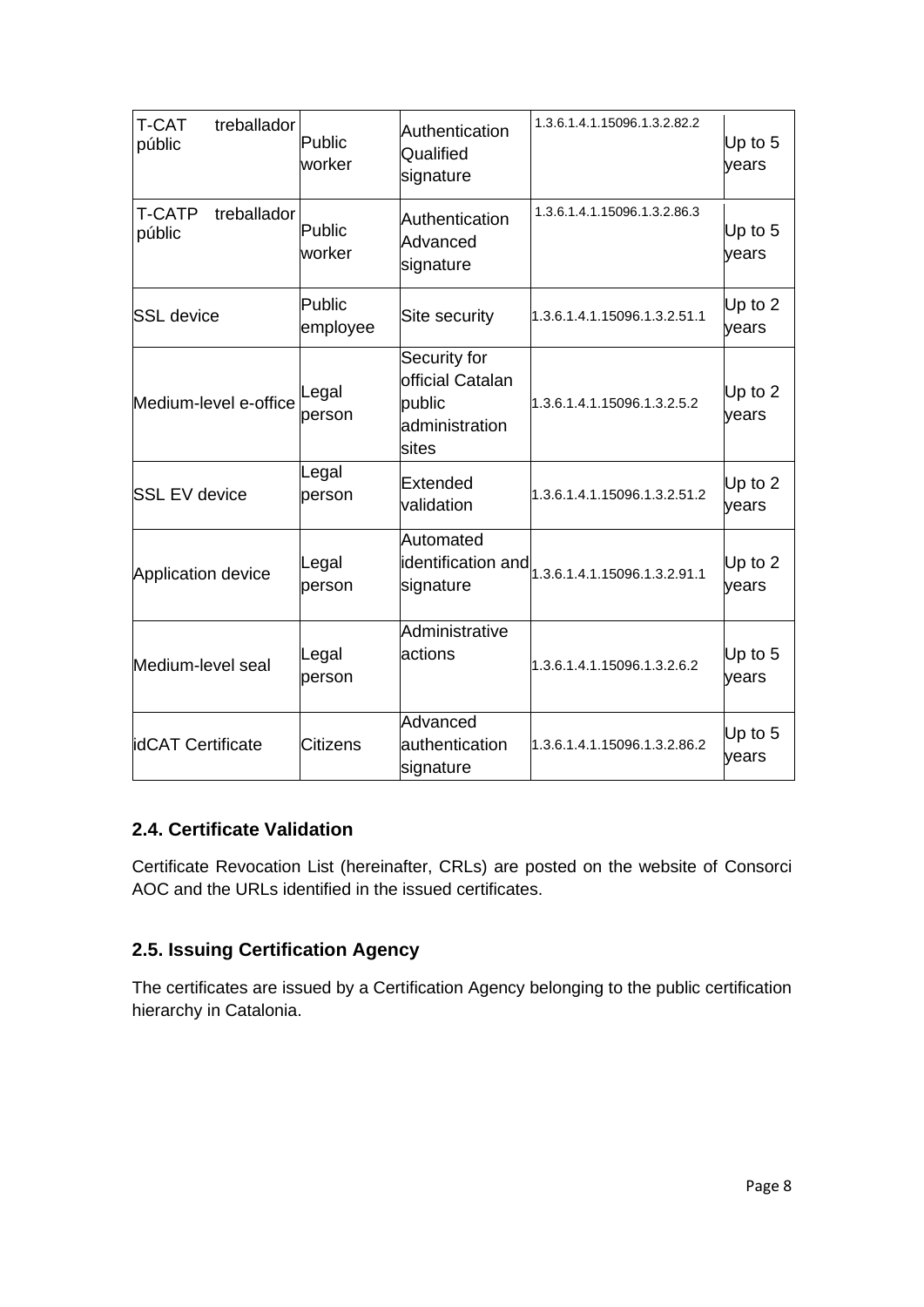| T-CAT treballador públic | Public worker | Authentication Qualified signature | 1.3.6.1.4.1.15096.1.3.2.82.2 | Up to 5 years |
|---|---|---|---|---|
| T-CATP treballador públic | Public worker | Authentication Advanced signature | 1.3.6.1.4.1.15096.1.3.2.86.3 | Up to 5 years |
| SSL device | Public employee | Site security | 1.3.6.1.4.1.15096.1.3.2.51.1 | Up to 2 years |
| Medium-level e-office | Legal person | Security for official Catalan public administration sites | 1.3.6.1.4.1.15096.1.3.2.5.2 | Up to 2 years |
| SSL EV device | Legal person | Extended validation | 1.3.6.1.4.1.15096.1.3.2.51.2 | Up to 2 years |
| Application device | Legal person | Automated identification and signature | 1.3.6.1.4.1.15096.1.3.2.91.1 | Up to 2 years |
| Medium-level seal | Legal person | Administrative actions | 1.3.6.1.4.1.15096.1.3.2.6.2 | Up to 5 years |
| idCAT Certificate | Citizens | Advanced authentication signature | 1.3.6.1.4.1.15096.1.3.2.86.2 | Up to 5 years |

## 2.4. Certificate Validation

Certificate Revocation List (hereinafter, CRLs) are posted on the website of Consorci AOC and the URLs identified in the issued certificates.

## 2.5. Issuing Certification Agency

The certificates are issued by a Certification Agency belonging to the public certification hierarchy in Catalonia.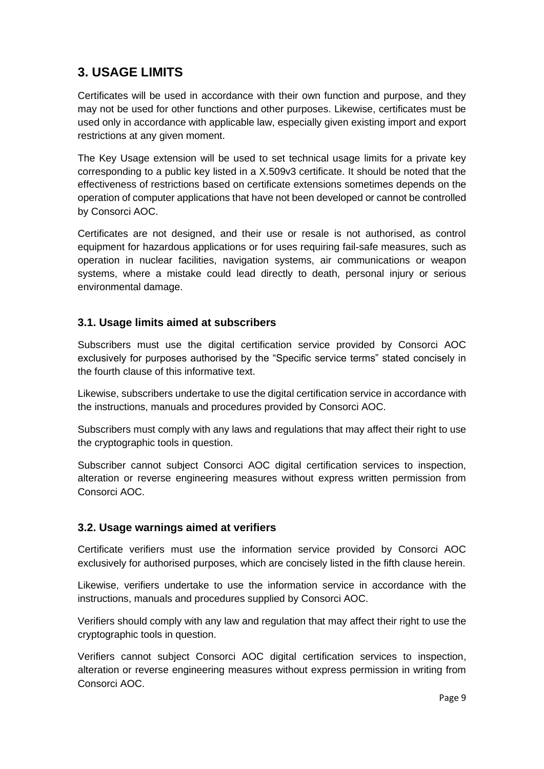# 3. USAGE LIMITS

Certificates will be used in accordance with their own function and purpose, and they may not be used for other functions and other purposes. Likewise, certificates must be used only in accordance with applicable law, especially given existing import and export restrictions at any given moment.

The Key Usage extension will be used to set technical usage limits for a private key corresponding to a public key listed in a X.509v3 certificate. It should be noted that the effectiveness of restrictions based on certificate extensions sometimes depends on the operation of computer applications that have not been developed or cannot be controlled by Consorci AOC.

Certificates are not designed, and their use or resale is not authorised, as control equipment for hazardous applications or for uses requiring fail-safe measures, such as operation in nuclear facilities, navigation systems, air communications or weapon systems, where a mistake could lead directly to death, personal injury or serious environmental damage.

## 3.1. Usage limits aimed at subscribers

Subscribers must use the digital certification service provided by Consorci AOC exclusively for purposes authorised by the "Specific service terms" stated concisely in the fourth clause of this informative text.

Likewise, subscribers undertake to use the digital certification service in accordance with the instructions, manuals and procedures provided by Consorci AOC.

Subscribers must comply with any laws and regulations that may affect their right to use the cryptographic tools in question.

Subscriber cannot subject Consorci AOC digital certification services to inspection, alteration or reverse engineering measures without express written permission from Consorci AOC.

## 3.2. Usage warnings aimed at verifiers

Certificate verifiers must use the information service provided by Consorci AOC exclusively for authorised purposes, which are concisely listed in the fifth clause herein.

Likewise, verifiers undertake to use the information service in accordance with the instructions, manuals and procedures supplied by Consorci AOC.

Verifiers should comply with any law and regulation that may affect their right to use the cryptographic tools in question.

Verifiers cannot subject Consorci AOC digital certification services to inspection, alteration or reverse engineering measures without express permission in writing from Consorci AOC.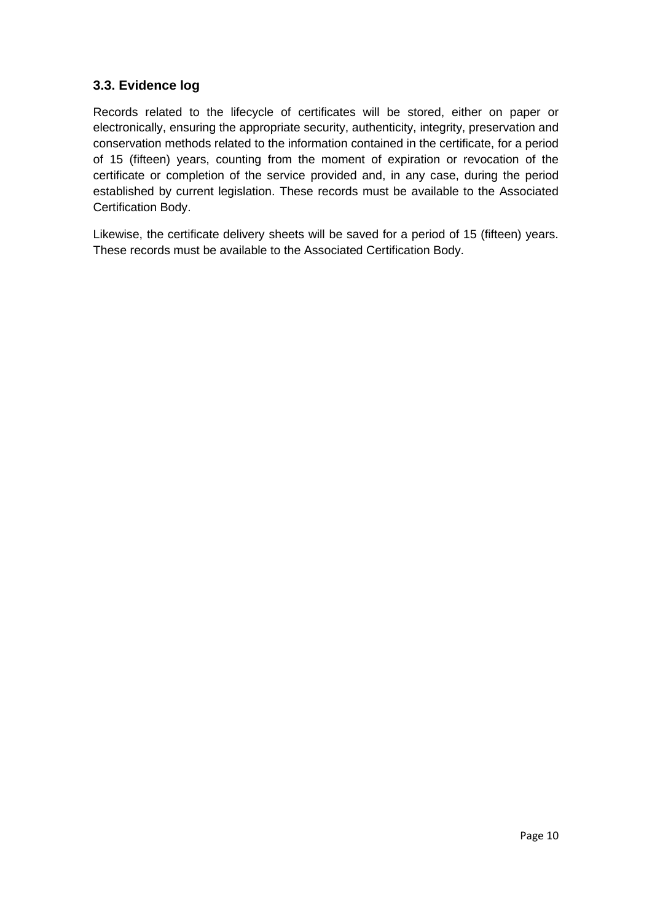### 3.3. Evidence log

Records related to the lifecycle of certificates will be stored, either on paper or electronically, ensuring the appropriate security, authenticity, integrity, preservation and conservation methods related to the information contained in the certificate, for a period of 15 (fifteen) years, counting from the moment of expiration or revocation of the certificate or completion of the service provided and, in any case, during the period established by current legislation. These records must be available to the Associated Certification Body.

Likewise, the certificate delivery sheets will be saved for a period of 15 (fifteen) years. These records must be available to the Associated Certification Body.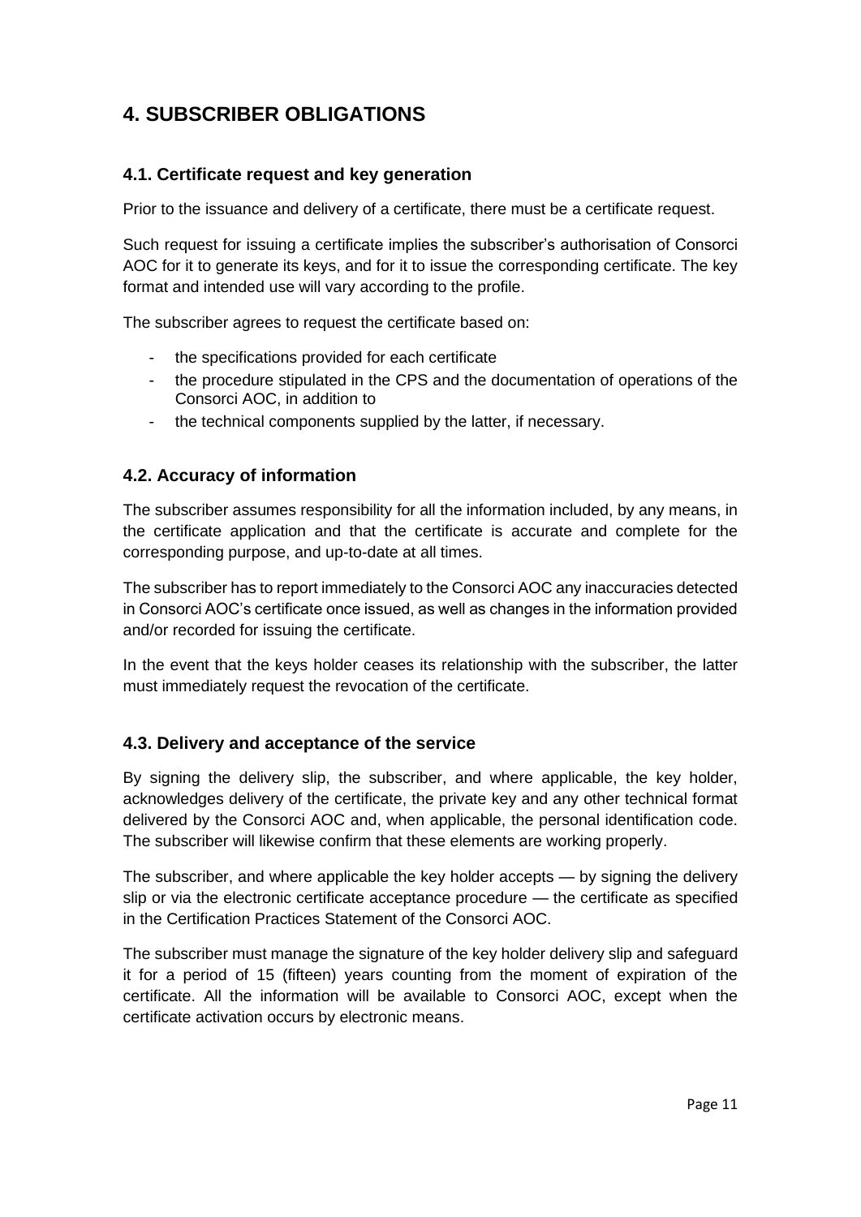# 4. SUBSCRIBER OBLIGATIONS

## 4.1. Certificate request and key generation

Prior to the issuance and delivery of a certificate, there must be a certificate request.

Such request for issuing a certificate implies the subscriber's authorisation of Consorci AOC for it to generate its keys, and for it to issue the corresponding certificate. The key format and intended use will vary according to the profile.

The subscriber agrees to request the certificate based on:

- the specifications provided for each certificate
- the procedure stipulated in the CPS and the documentation of operations of the Consorci AOC, in addition to
- the technical components supplied by the latter, if necessary.

## 4.2. Accuracy of information

The subscriber assumes responsibility for all the information included, by any means, in the certificate application and that the certificate is accurate and complete for the corresponding purpose, and up-to-date at all times.

The subscriber has to report immediately to the Consorci AOC any inaccuracies detected in Consorci AOC's certificate once issued, as well as changes in the information provided and/or recorded for issuing the certificate.

In the event that the keys holder ceases its relationship with the subscriber, the latter must immediately request the revocation of the certificate.

## 4.3. Delivery and acceptance of the service

By signing the delivery slip, the subscriber, and where applicable, the key holder, acknowledges delivery of the certificate, the private key and any other technical format delivered by the Consorci AOC and, when applicable, the personal identification code. The subscriber will likewise confirm that these elements are working properly.

The subscriber, and where applicable the key holder accepts — by signing the delivery slip or via the electronic certificate acceptance procedure — the certificate as specified in the Certification Practices Statement of the Consorci AOC.

The subscriber must manage the signature of the key holder delivery slip and safeguard it for a period of 15 (fifteen) years counting from the moment of expiration of the certificate. All the information will be available to Consorci AOC, except when the certificate activation occurs by electronic means.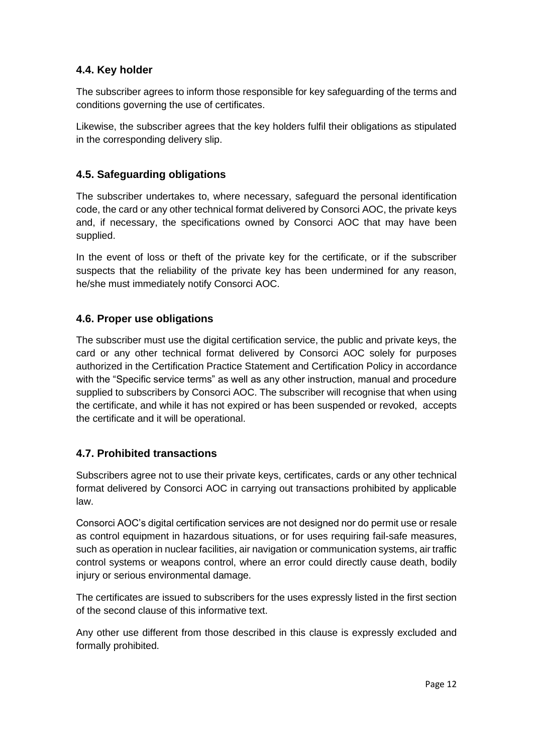## 4.4. Key holder

The subscriber agrees to inform those responsible for key safeguarding of the terms and conditions governing the use of certificates.

Likewise, the subscriber agrees that the key holders fulfil their obligations as stipulated in the corresponding delivery slip.

## 4.5. Safeguarding obligations

The subscriber undertakes to, where necessary, safeguard the personal identification code, the card or any other technical format delivered by Consorci AOC, the private keys and, if necessary, the specifications owned by Consorci AOC that may have been supplied.

In the event of loss or theft of the private key for the certificate, or if the subscriber suspects that the reliability of the private key has been undermined for any reason, he/she must immediately notify Consorci AOC.

## 4.6. Proper use obligations

The subscriber must use the digital certification service, the public and private keys, the card or any other technical format delivered by Consorci AOC solely for purposes authorized in the Certification Practice Statement and Certification Policy in accordance with the "Specific service terms" as well as any other instruction, manual and procedure supplied to subscribers by Consorci AOC. The subscriber will recognise that when using the certificate, and while it has not expired or has been suspended or revoked, accepts the certificate and it will be operational.

## 4.7. Prohibited transactions

Subscribers agree not to use their private keys, certificates, cards or any other technical format delivered by Consorci AOC in carrying out transactions prohibited by applicable law.

Consorci AOC's digital certification services are not designed nor do permit use or resale as control equipment in hazardous situations, or for uses requiring fail-safe measures, such as operation in nuclear facilities, air navigation or communication systems, air traffic control systems or weapons control, where an error could directly cause death, bodily injury or serious environmental damage.

The certificates are issued to subscribers for the uses expressly listed in the first section of the second clause of this informative text.

Any other use different from those described in this clause is expressly excluded and formally prohibited.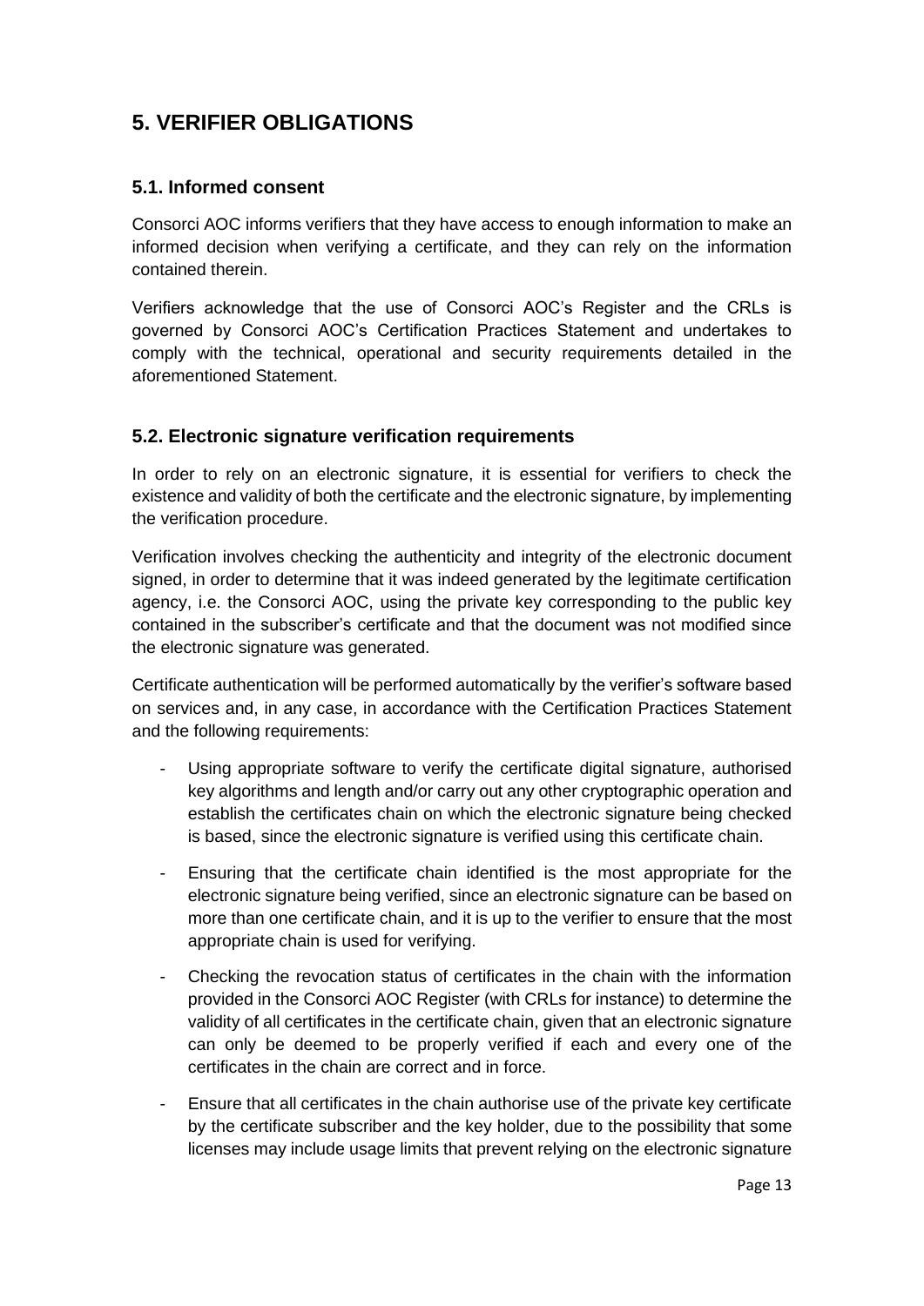# 5. VERIFIER OBLIGATIONS

## 5.1. Informed consent

Consorci AOC informs verifiers that they have access to enough information to make an informed decision when verifying a certificate, and they can rely on the information contained therein.

Verifiers acknowledge that the use of Consorci AOC's Register and the CRLs is governed by Consorci AOC's Certification Practices Statement and undertakes to comply with the technical, operational and security requirements detailed in the aforementioned Statement.

## 5.2. Electronic signature verification requirements

In order to rely on an electronic signature, it is essential for verifiers to check the existence and validity of both the certificate and the electronic signature, by implementing the verification procedure.

Verification involves checking the authenticity and integrity of the electronic document signed, in order to determine that it was indeed generated by the legitimate certification agency, i.e. the Consorci AOC, using the private key corresponding to the public key contained in the subscriber's certificate and that the document was not modified since the electronic signature was generated.

Certificate authentication will be performed automatically by the verifier's software based on services and, in any case, in accordance with the Certification Practices Statement and the following requirements:

- Using appropriate software to verify the certificate digital signature, authorised key algorithms and length and/or carry out any other cryptographic operation and establish the certificates chain on which the electronic signature being checked is based, since the electronic signature is verified using this certificate chain.
- Ensuring that the certificate chain identified is the most appropriate for the electronic signature being verified, since an electronic signature can be based on more than one certificate chain, and it is up to the verifier to ensure that the most appropriate chain is used for verifying.
- Checking the revocation status of certificates in the chain with the information provided in the Consorci AOC Register (with CRLs for instance) to determine the validity of all certificates in the certificate chain, given that an electronic signature can only be deemed to be properly verified if each and every one of the certificates in the chain are correct and in force.
- Ensure that all certificates in the chain authorise use of the private key certificate by the certificate subscriber and the key holder, due to the possibility that some licenses may include usage limits that prevent relying on the electronic signature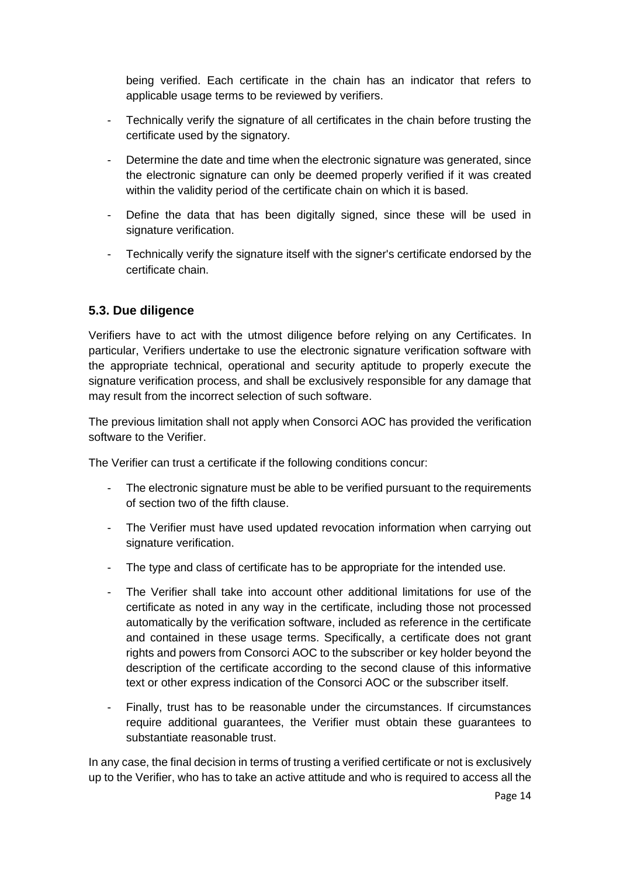being verified. Each certificate in the chain has an indicator that refers to applicable usage terms to be reviewed by verifiers.

- Technically verify the signature of all certificates in the chain before trusting the certificate used by the signatory.
- Determine the date and time when the electronic signature was generated, since the electronic signature can only be deemed properly verified if it was created within the validity period of the certificate chain on which it is based.
- Define the data that has been digitally signed, since these will be used in signature verification.
- Technically verify the signature itself with the signer's certificate endorsed by the certificate chain.

### 5.3. Due diligence

Verifiers have to act with the utmost diligence before relying on any Certificates. In particular, Verifiers undertake to use the electronic signature verification software with the appropriate technical, operational and security aptitude to properly execute the signature verification process, and shall be exclusively responsible for any damage that may result from the incorrect selection of such software.

The previous limitation shall not apply when Consorci AOC has provided the verification software to the Verifier.

The Verifier can trust a certificate if the following conditions concur:

- The electronic signature must be able to be verified pursuant to the requirements of section two of the fifth clause.
- The Verifier must have used updated revocation information when carrying out signature verification.
- The type and class of certificate has to be appropriate for the intended use.
- The Verifier shall take into account other additional limitations for use of the certificate as noted in any way in the certificate, including those not processed automatically by the verification software, included as reference in the certificate and contained in these usage terms. Specifically, a certificate does not grant rights and powers from Consorci AOC to the subscriber or key holder beyond the description of the certificate according to the second clause of this informative text or other express indication of the Consorci AOC or the subscriber itself.
- Finally, trust has to be reasonable under the circumstances. If circumstances require additional guarantees, the Verifier must obtain these guarantees to substantiate reasonable trust.

In any case, the final decision in terms of trusting a verified certificate or not is exclusively up to the Verifier, who has to take an active attitude and who is required to access all the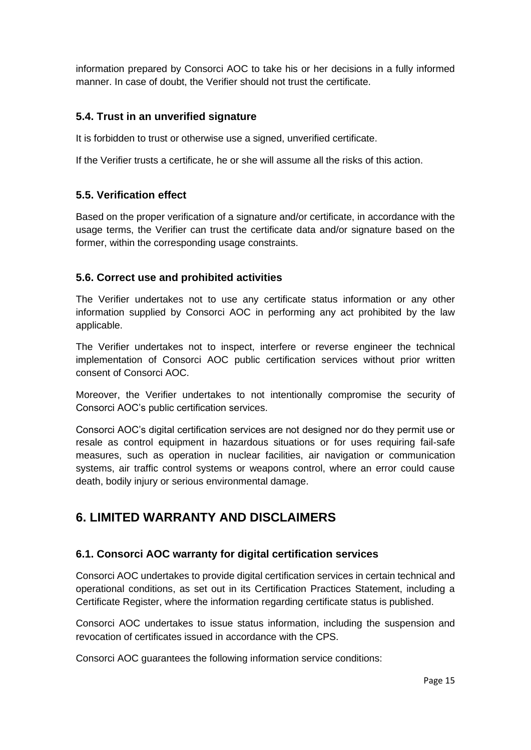information prepared by Consorci AOC to take his or her decisions in a fully informed manner. In case of doubt, the Verifier should not trust the certificate.

### 5.4. Trust in an unverified signature

It is forbidden to trust or otherwise use a signed, unverified certificate.

If the Verifier trusts a certificate, he or she will assume all the risks of this action.

### 5.5. Verification effect

Based on the proper verification of a signature and/or certificate, in accordance with the usage terms, the Verifier can trust the certificate data and/or signature based on the former, within the corresponding usage constraints.

### 5.6. Correct use and prohibited activities

The Verifier undertakes not to use any certificate status information or any other information supplied by Consorci AOC in performing any act prohibited by the law applicable.

The Verifier undertakes not to inspect, interfere or reverse engineer the technical implementation of Consorci AOC public certification services without prior written consent of Consorci AOC.

Moreover, the Verifier undertakes to not intentionally compromise the security of Consorci AOC's public certification services.

Consorci AOC's digital certification services are not designed nor do they permit use or resale as control equipment in hazardous situations or for uses requiring fail-safe measures, such as operation in nuclear facilities, air navigation or communication systems, air traffic control systems or weapons control, where an error could cause death, bodily injury or serious environmental damage.

## 6. LIMITED WARRANTY AND DISCLAIMERS

### 6.1. Consorci AOC warranty for digital certification services

Consorci AOC undertakes to provide digital certification services in certain technical and operational conditions, as set out in its Certification Practices Statement, including a Certificate Register, where the information regarding certificate status is published.

Consorci AOC undertakes to issue status information, including the suspension and revocation of certificates issued in accordance with the CPS.

Consorci AOC guarantees the following information service conditions: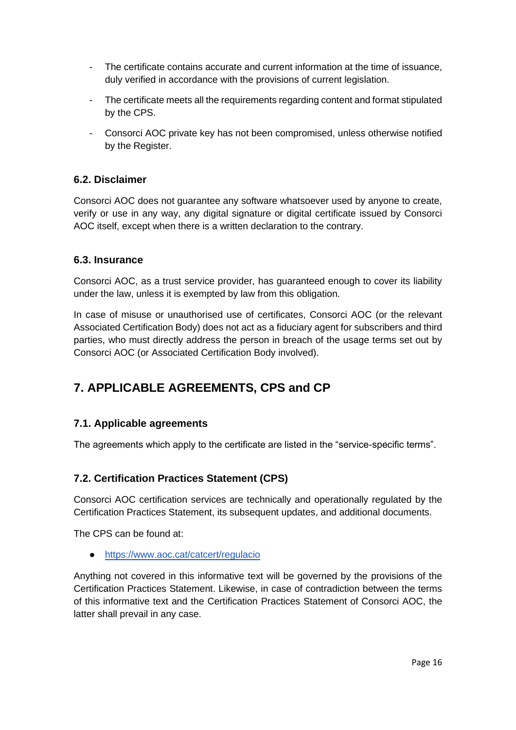- The certificate contains accurate and current information at the time of issuance, duly verified in accordance with the provisions of current legislation.
- The certificate meets all the requirements regarding content and format stipulated by the CPS.
- Consorci AOC private key has not been compromised, unless otherwise notified by the Register.

### 6.2. Disclaimer

Consorci AOC does not guarantee any software whatsoever used by anyone to create, verify or use in any way, any digital signature or digital certificate issued by Consorci AOC itself, except when there is a written declaration to the contrary.

### 6.3. Insurance

Consorci AOC, as a trust service provider, has guaranteed enough to cover its liability under the law, unless it is exempted by law from this obligation.

In case of misuse or unauthorised use of certificates, Consorci AOC (or the relevant Associated Certification Body) does not act as a fiduciary agent for subscribers and third parties, who must directly address the person in breach of the usage terms set out by Consorci AOC (or Associated Certification Body involved).

## 7. APPLICABLE AGREEMENTS, CPS and CP

### 7.1. Applicable agreements

The agreements which apply to the certificate are listed in the "service-specific terms".

### 7.2. Certification Practices Statement (CPS)

Consorci AOC certification services are technically and operationally regulated by the Certification Practices Statement, its subsequent updates, and additional documents.

The CPS can be found at:

- https://www.aoc.cat/catcert/regulacio

Anything not covered in this informative text will be governed by the provisions of the Certification Practices Statement. Likewise, in case of contradiction between the terms of this informative text and the Certification Practices Statement of Consorci AOC, the latter shall prevail in any case.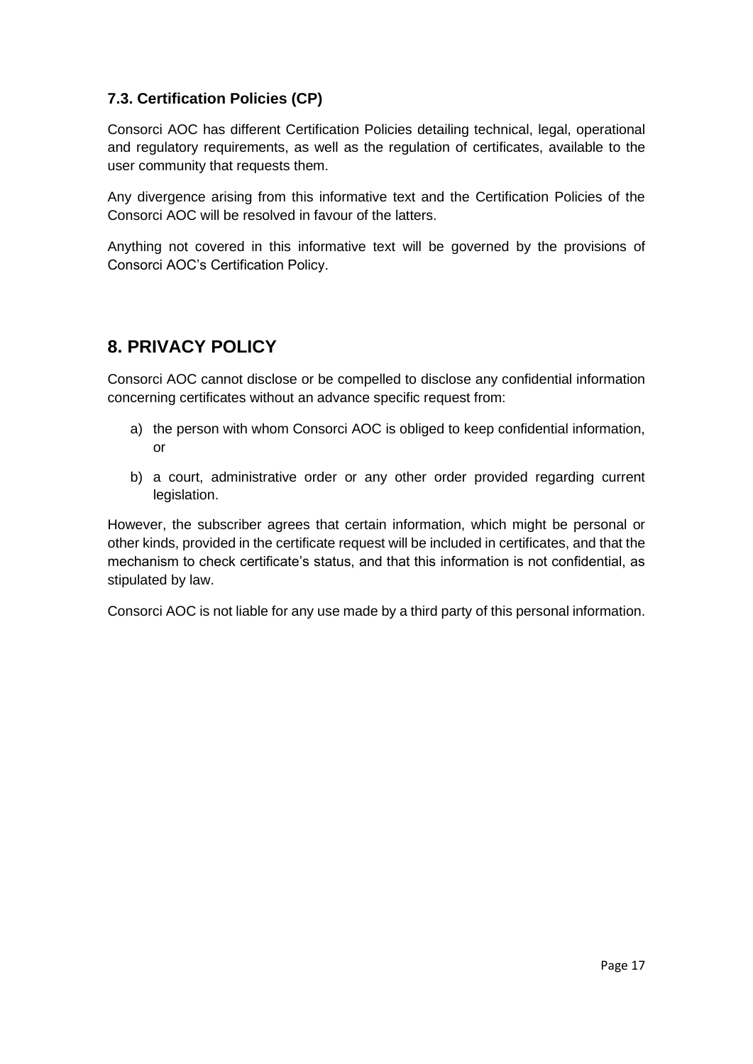### 7.3. Certification Policies (CP)

Consorci AOC has different Certification Policies detailing technical, legal, operational and regulatory requirements, as well as the regulation of certificates, available to the user community that requests them.

Any divergence arising from this informative text and the Certification Policies of the Consorci AOC will be resolved in favour of the latters.

Anything not covered in this informative text will be governed by the provisions of Consorci AOC's Certification Policy.

## 8. PRIVACY POLICY

Consorci AOC cannot disclose or be compelled to disclose any confidential information concerning certificates without an advance specific request from:

a) the person with whom Consorci AOC is obliged to keep confidential information, or

b) a court, administrative order or any other order provided regarding current legislation.

However, the subscriber agrees that certain information, which might be personal or other kinds, provided in the certificate request will be included in certificates, and that the mechanism to check certificate's status, and that this information is not confidential, as stipulated by law.

Consorci AOC is not liable for any use made by a third party of this personal information.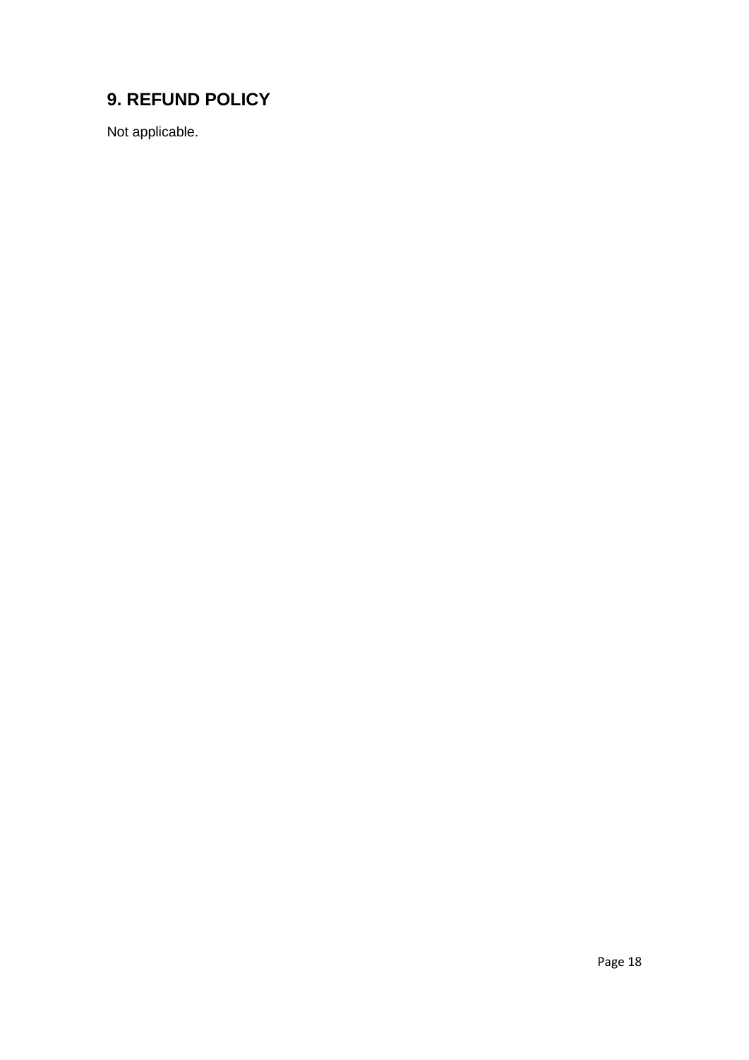## 9. REFUND POLICY

Not applicable.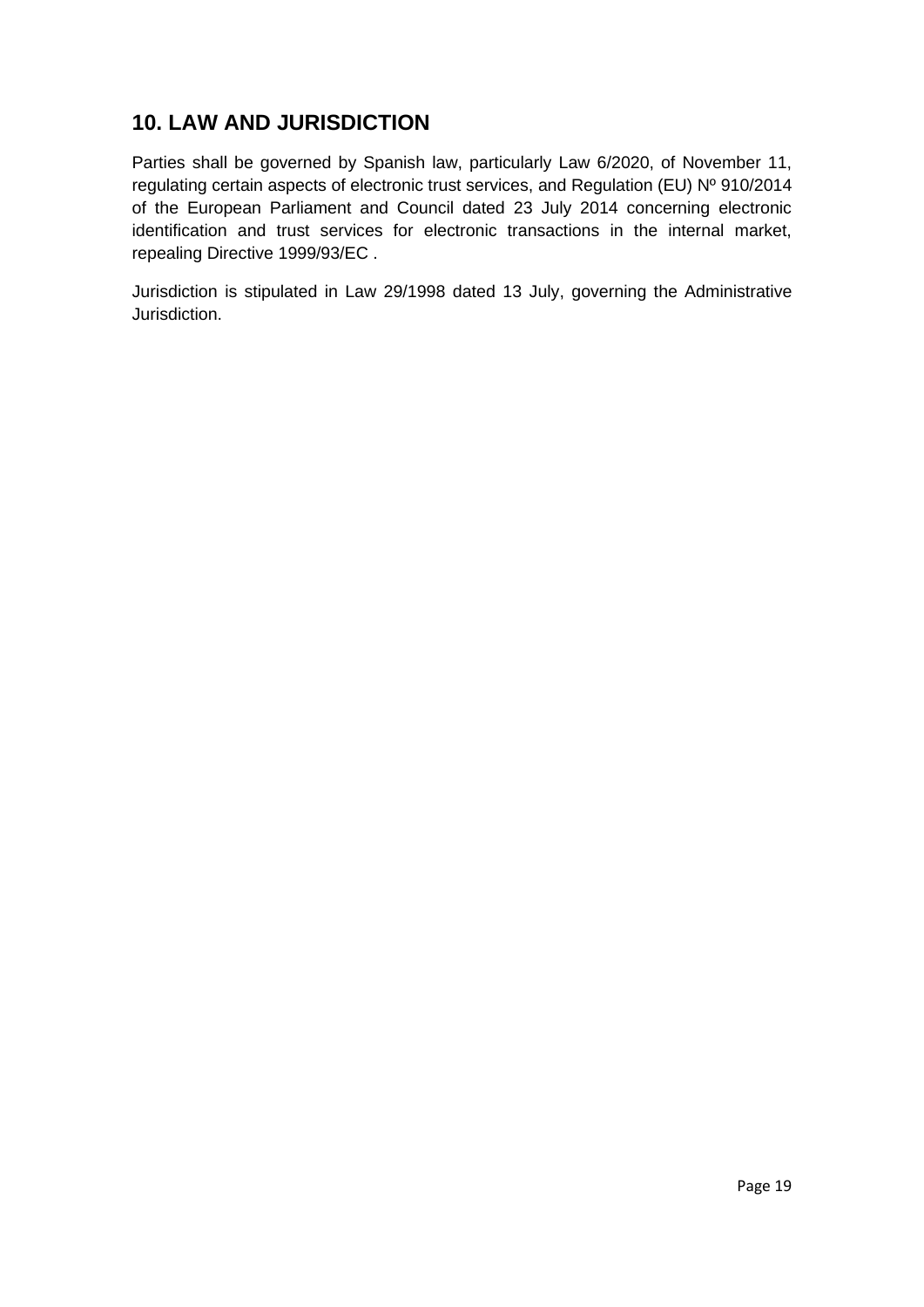## 10. LAW AND JURISDICTION

Parties shall be governed by Spanish law, particularly Law 6/2020, of November 11, regulating certain aspects of electronic trust services, and Regulation (EU) Nº 910/2014 of the European Parliament and Council dated 23 July 2014 concerning electronic identification and trust services for electronic transactions in the internal market, repealing Directive 1999/93/EC .

Jurisdiction is stipulated in Law 29/1998 dated 13 July, governing the Administrative Jurisdiction.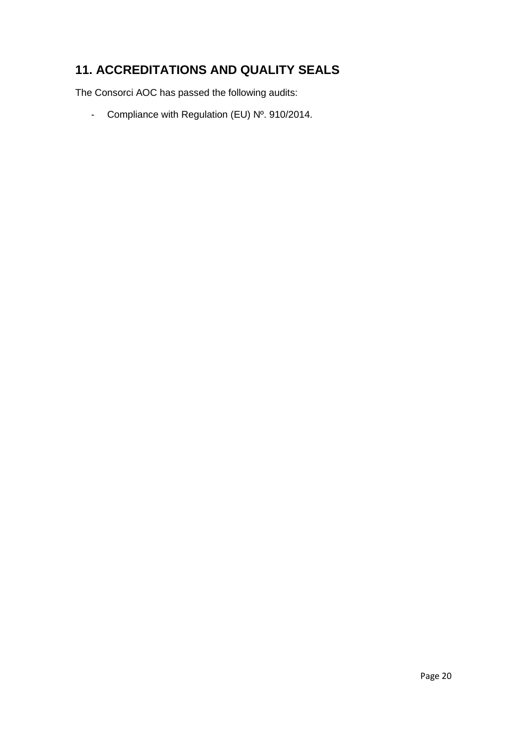## 11. ACCREDITATIONS AND QUALITY SEALS

The Consorci AOC has passed the following audits:

- Compliance with Regulation (EU) Nº. 910/2014.